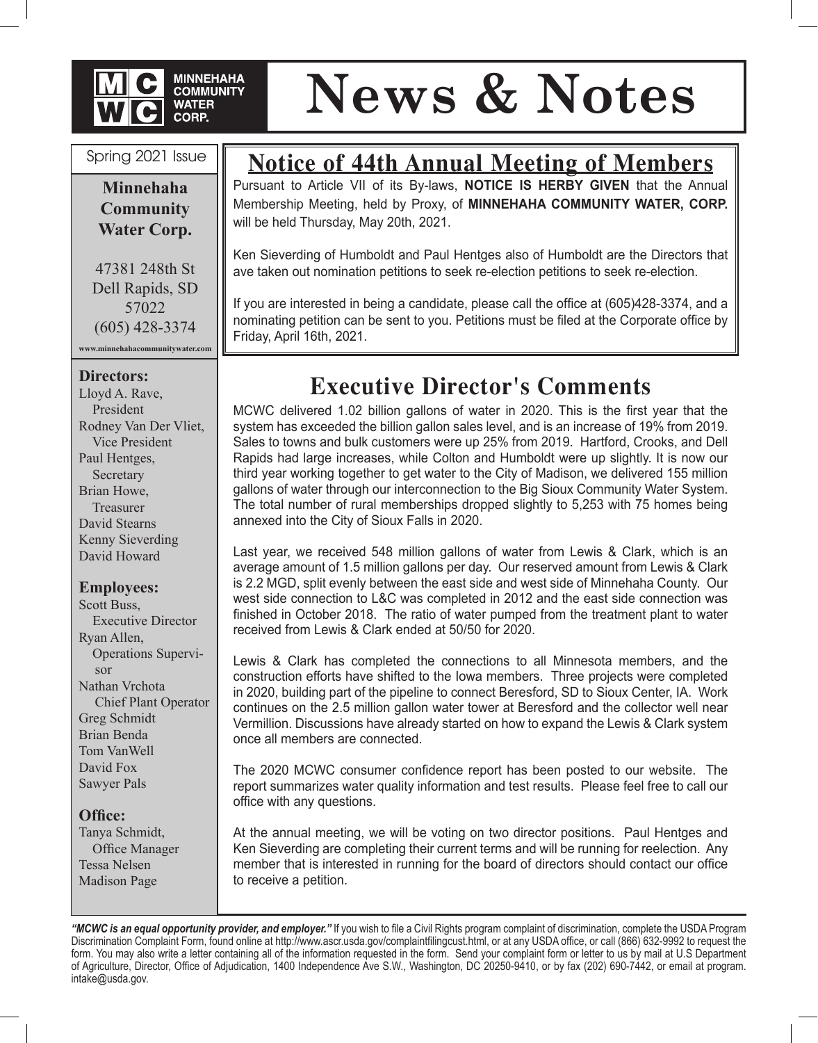**MCWC** MINNEHAHA COMMUNITY WATER CORP.

# News & Notes

Spring 2021 Issue

**Minnehaha Community Water Corp.**

47381 248th St
Dell Rapids, SD
57022
(605) 428-3374

www.minnehahacommunitywater.com

**Directors:**
Lloyd A. Rave, President
Rodney Van Der Vliet, Vice President
Paul Hentges, Secretary
Brian Howe, Treasurer
David Stearns
Kenny Sieverding
David Howard

**Employees:**
Scott Buss, Executive Director
Ryan Allen, Operations Supervisor
Nathan Vrchota Chief Plant Operator
Greg Schmidt
Brian Benda
Tom VanWell
David Fox
Sawyer Pals

**Office:**
Tanya Schmidt, Office Manager
Tessa Nelsen
Madison Page

## Notice of 44th Annual Meeting of Members

Pursuant to Article VII of its By-laws, **NOTICE IS HERBY GIVEN** that the Annual Membership Meeting, held by Proxy, of **MINNEHAHA COMMUNITY WATER, CORP.** will be held Thursday, May 20th, 2021.

Ken Sieverding of Humboldt and Paul Hentges also of Humboldt are the Directors that ave taken out nomination petitions to seek re-election petitions to seek re-election.

If you are interested in being a candidate, please call the office at (605)428-3374, and a nominating petition can be sent to you. Petitions must be filed at the Corporate office by Friday, April 16th, 2021.

## Executive Director's Comments

MCWC delivered 1.02 billion gallons of water in 2020. This is the first year that the system has exceeded the billion gallon sales level, and is an increase of 19% from 2019. Sales to towns and bulk customers were up 25% from 2019. Hartford, Crooks, and Dell Rapids had large increases, while Colton and Humboldt were up slightly. It is now our third year working together to get water to the City of Madison, we delivered 155 million gallons of water through our interconnection to the Big Sioux Community Water System. The total number of rural memberships dropped slightly to 5,253 with 75 homes being annexed into the City of Sioux Falls in 2020.

Last year, we received 548 million gallons of water from Lewis & Clark, which is an average amount of 1.5 million gallons per day. Our reserved amount from Lewis & Clark is 2.2 MGD, split evenly between the east side and west side of Minnehaha County. Our west side connection to L&C was completed in 2012 and the east side connection was finished in October 2018. The ratio of water pumped from the treatment plant to water received from Lewis & Clark ended at 50/50 for 2020.

Lewis & Clark has completed the connections to all Minnesota members, and the construction efforts have shifted to the Iowa members. Three projects were completed in 2020, building part of the pipeline to connect Beresford, SD to Sioux Center, IA. Work continues on the 2.5 million gallon water tower at Beresford and the collector well near Vermillion. Discussions have already started on how to expand the Lewis & Clark system once all members are connected.

The 2020 MCWC consumer confidence report has been posted to our website. The report summarizes water quality information and test results. Please feel free to call our office with any questions.

At the annual meeting, we will be voting on two director positions. Paul Hentges and Ken Sieverding are completing their current terms and will be running for reelection. Any member that is interested in running for the board of directors should contact our office to receive a petition.

***"MCWC is an equal opportunity provider, and employer."*** If you wish to file a Civil Rights program complaint of discrimination, complete the USDA Program Discrimination Complaint Form, found online at http://www.ascr.usda.gov/complaintfilingcust.html, or at any USDA office, or call (866) 632-9992 to request the form. You may also write a letter containing all of the information requested in the form. Send your complaint form or letter to us by mail at U.S Department of Agriculture, Director, Office of Adjudication, 1400 Independence Ave S.W., Washington, DC 20250-9410, or by fax (202) 690-7442, or email at program.intake@usda.gov.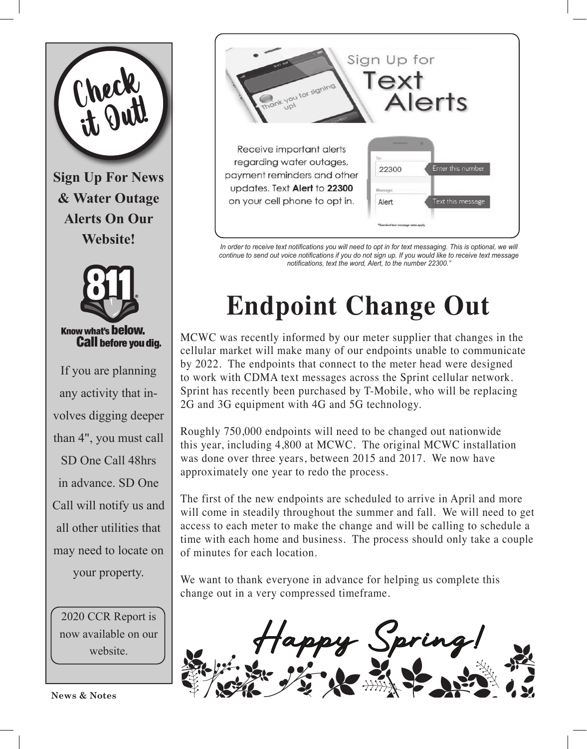Check it Out!

**Sign Up For News & Water Outage Alerts On Our Website!**

811

Know what's **below.** **Call** before you dig.

If you are planning any activity that involves digging deeper than 4", you must call SD One Call 48hrs in advance. SD One Call will notify us and all other utilities that may need to locate on your property.

2020 CCR Report is now available on our website.

Sign Up for Text Alerts

Receive important alerts regarding water outages, payment reminders and other updates. Text **Alert** to **22300** on your cell phone to opt in.

To: 22300 — Enter this number

Message: Alert — Text this message

*Standard text message rates apply.

*In order to receive text notifications you will need to opt in for text messaging. This is optional, we will continue to send out voice notifications if you do not sign up. If you would like to receive text message notifications, text the word, Alert, to the number 22300."*

# Endpoint Change Out

MCWC was recently informed by our meter supplier that changes in the cellular market will make many of our endpoints unable to communicate by 2022. The endpoints that connect to the meter head were designed to work with CDMA text messages across the Sprint cellular network. Sprint has recently been purchased by T-Mobile, who will be replacing 2G and 3G equipment with 4G and 5G technology.

Roughly 750,000 endpoints will need to be changed out nationwide this year, including 4,800 at MCWC. The original MCWC installation was done over three years, between 2015 and 2017. We now have approximately one year to redo the process.

The first of the new endpoints are scheduled to arrive in April and more will come in steadily throughout the summer and fall. We will need to get access to each meter to make the change and will be calling to schedule a time with each home and business. The process should only take a couple of minutes for each location.

We want to thank everyone in advance for helping us complete this change out in a very compressed timeframe.

Happy Spring!

**News & Notes**